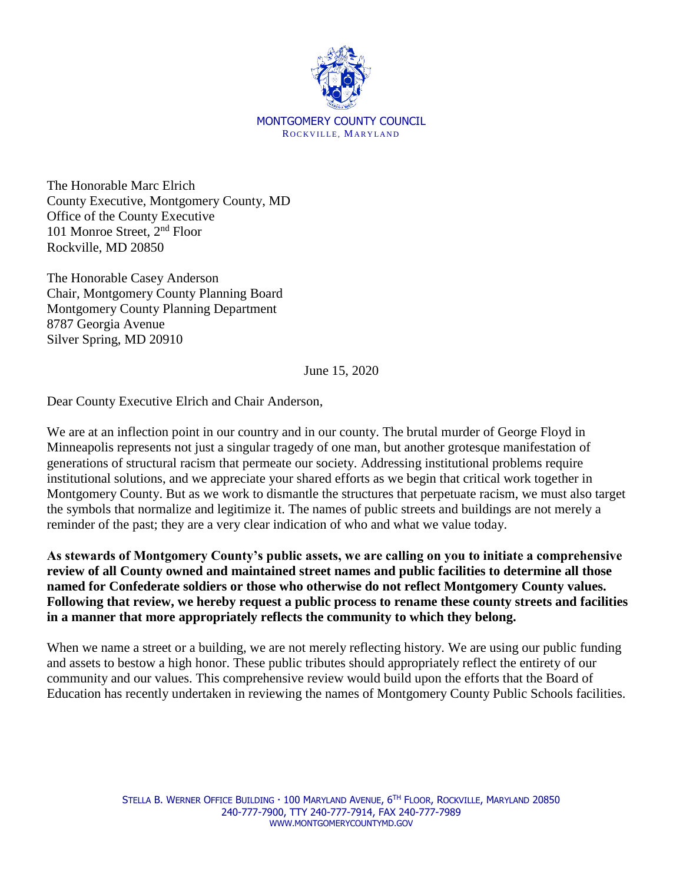MONTGOMERY COUNTY COUNCIL
ROCKVILLE, MARYLAND

The Honorable Marc Elrich
County Executive, Montgomery County, MD
Office of the County Executive
101 Monroe Street, 2nd Floor
Rockville, MD 20850

The Honorable Casey Anderson
Chair, Montgomery County Planning Board
Montgomery County Planning Department
8787 Georgia Avenue
Silver Spring, MD 20910

June 15, 2020

Dear County Executive Elrich and Chair Anderson,

We are at an inflection point in our country and in our county. The brutal murder of George Floyd in Minneapolis represents not just a singular tragedy of one man, but another grotesque manifestation of generations of structural racism that permeate our society. Addressing institutional problems require institutional solutions, and we appreciate your shared efforts as we begin that critical work together in Montgomery County. But as we work to dismantle the structures that perpetuate racism, we must also target the symbols that normalize and legitimize it. The names of public streets and buildings are not merely a reminder of the past; they are a very clear indication of who and what we value today.

**As stewards of Montgomery County's public assets, we are calling on you to initiate a comprehensive review of all County owned and maintained street names and public facilities to determine all those named for Confederate soldiers or those who otherwise do not reflect Montgomery County values. Following that review, we hereby request a public process to rename these county streets and facilities in a manner that more appropriately reflects the community to which they belong.**

When we name a street or a building, we are not merely reflecting history. We are using our public funding and assets to bestow a high honor. These public tributes should appropriately reflect the entirety of our community and our values. This comprehensive review would build upon the efforts that the Board of Education has recently undertaken in reviewing the names of Montgomery County Public Schools facilities.

STELLA B. WERNER OFFICE BUILDING · 100 MARYLAND AVENUE, 6TH FLOOR, ROCKVILLE, MARYLAND 20850
240-777-7900, TTY 240-777-7914, FAX 240-777-7989
WWW.MONTGOMERYCOUNTYMD.GOV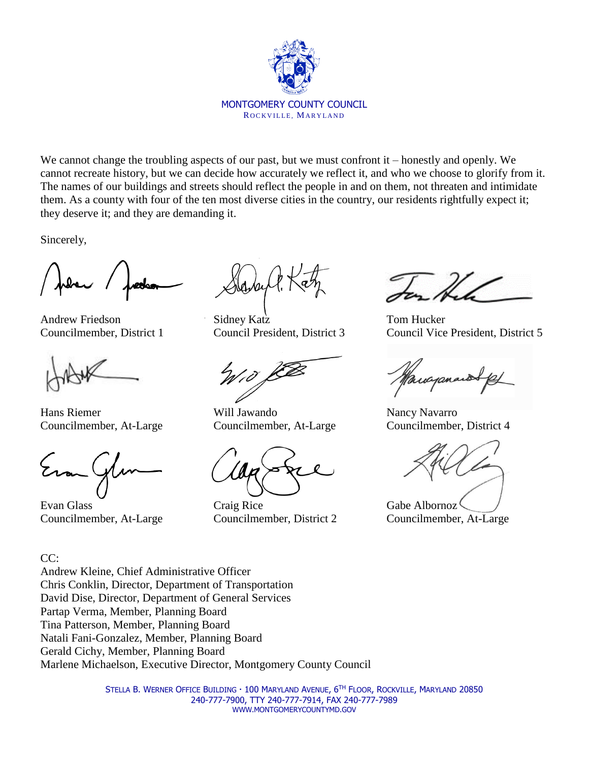MONTGOMERY COUNTY COUNCIL
ROCKVILLE, MARYLAND

We cannot change the troubling aspects of our past, but we must confront it – honestly and openly. We cannot recreate history, but we can decide how accurately we reflect it, and who we choose to glorify from it. The names of our buildings and streets should reflect the people in and on them, not threaten and intimidate them. As a county with four of the ten most diverse cities in the country, our residents rightfully expect it; they deserve it; and they are demanding it.

Sincerely,

Andrew Friedson
Councilmember, District 1

Sidney Katz
Council President, District 3

Tom Hucker
Council Vice President, District 5

Hans Riemer
Councilmember, At-Large

Will Jawando
Councilmember, At-Large

Nancy Navarro
Councilmember, District 4

Evan Glass
Councilmember, At-Large

Craig Rice
Councilmember, District 2

Gabe Albornoz
Councilmember, At-Large

CC:
Andrew Kleine, Chief Administrative Officer
Chris Conklin, Director, Department of Transportation
David Dise, Director, Department of General Services
Partap Verma, Member, Planning Board
Tina Patterson, Member, Planning Board
Natali Fani-Gonzalez, Member, Planning Board
Gerald Cichy, Member, Planning Board
Marlene Michaelson, Executive Director, Montgomery County Council

STELLA B. WERNER OFFICE BUILDING · 100 MARYLAND AVENUE, 6TH FLOOR, ROCKVILLE, MARYLAND 20850
240-777-7900, TTY 240-777-7914, FAX 240-777-7989
WWW.MONTGOMERYCOUNTYMD.GOV